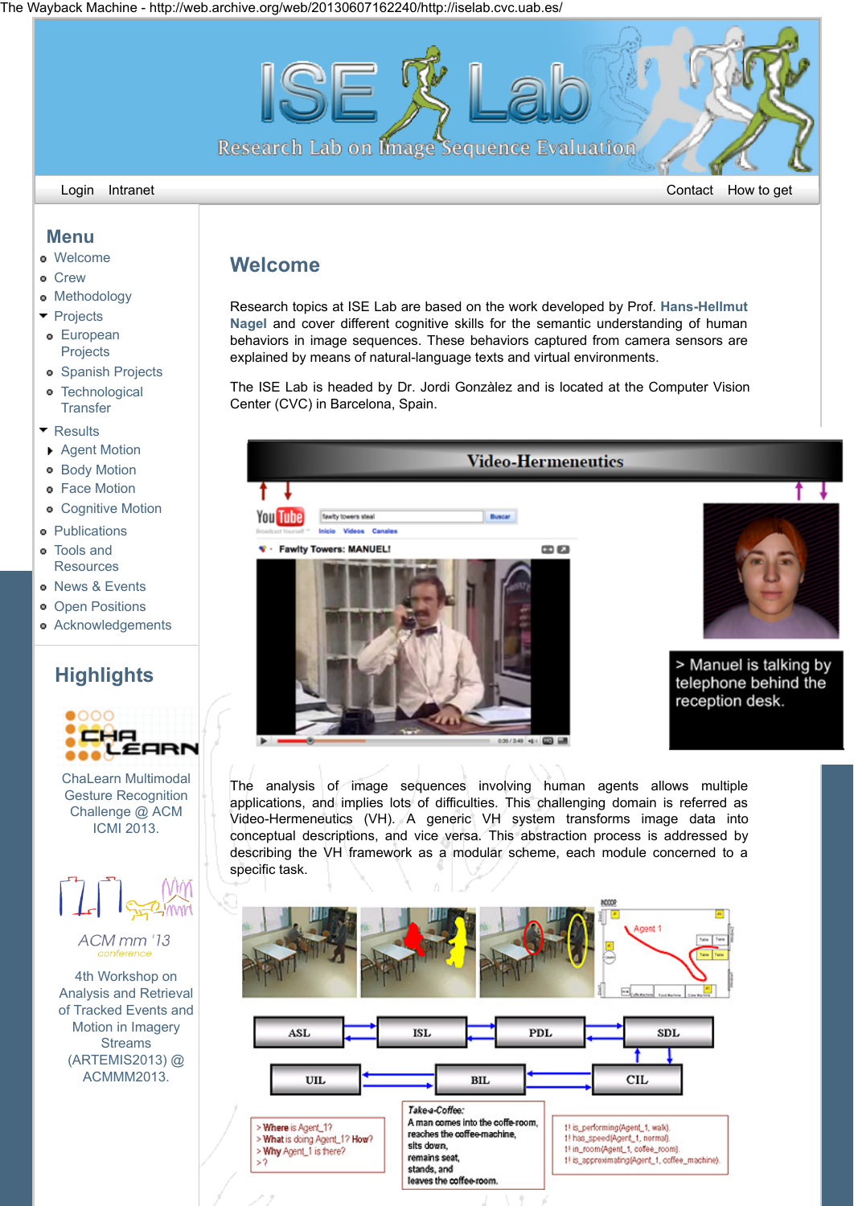The Wayback Machine - http://web.archive.org/web/20130607162240/http://iselab.cvc.uab.es/

# ISE Lab

Research Lab on Image Sequence Evaluation

Login Intranet Contact How to get

## Menu

- Welcome
- Crew
- Methodology
- Projects
  - European Projects
  - Spanish Projects
  - Technological Transfer
- Results
  - Agent Motion
  - Body Motion
  - Face Motion
  - Cognitive Motion
- Publications
- Tools and Resources
- News & Events
- Open Positions
- Acknowledgements

## Highlights

ChaLearn Multimodal Gesture Recognition Challenge @ ACM ICMI 2013.

ACM mm '13 conference

4th Workshop on Analysis and Retrieval of Tracked Events and Motion in Imagery Streams (ARTEMIS2013) @ ACMMM2013.

## Welcome

Research topics at ISE Lab are based on the work developed by Prof. Hans-Hellmut Nagel and cover different cognitive skills for the semantic understanding of human behaviors in image sequences. These behaviors captured from camera sensors are explained by means of natural-language texts and virtual environments.

The ISE Lab is headed by Dr. Jordi Gonzàlez and is located at the Computer Vision Center (CVC) in Barcelona, Spain.

Video-Hermeneutics

> Manuel is talking by telephone behind the reception desk.

The analysis of image sequences involving human agents allows multiple applications, and implies lots of difficulties. This challenging domain is referred as Video-Hermeneutics (VH). A generic VH system transforms image data into conceptual descriptions, and vice versa. This abstraction process is addressed by describing the VH framework as a modular scheme, each module concerned to a specific task.

ASL → ISL → PDL → SDL

UIL ← BIL ← CIL

> Where is Agent_1?
> What is doing Agent_1? How?
> Why Agent_1 is there?
> ?

Take-a-Coffee:
A man comes into the coffe-room,
reaches the coffe-machine,
sits down,
remains seat,
stands, and
leaves the coffee-room.

!! is_performing(Agent_1, walk).
!! has_speed(Agent_1, normal).
!! in_room(Agent_1, coffee_room).
!! is_approximating(Agent_1, coffee_machine).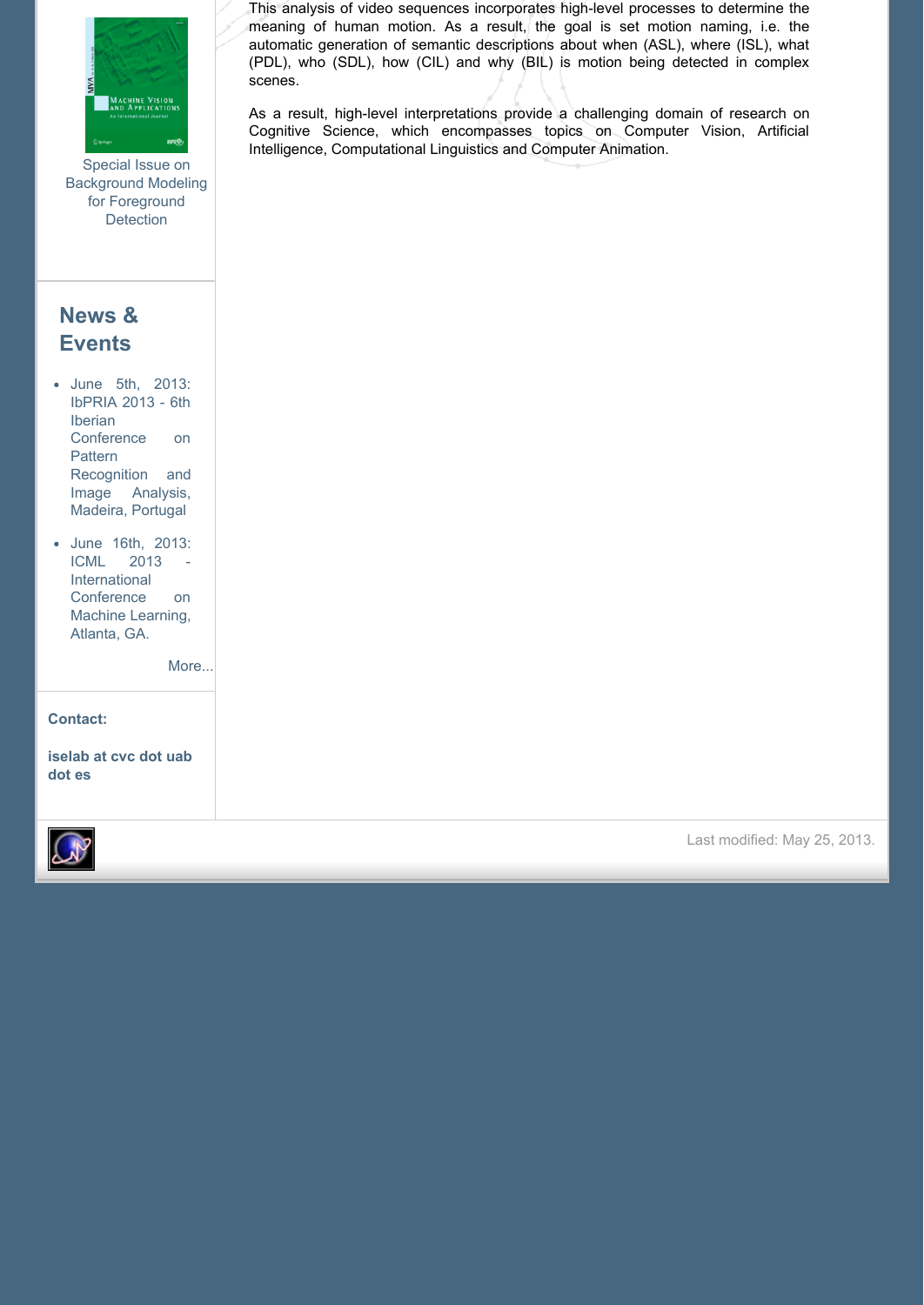This analysis of video sequences incorporates high-level processes to determine the meaning of human motion. As a result, the goal is set motion naming, i.e. the automatic generation of semantic descriptions about when (ASL), where (ISL), what (PDL), who (SDL), how (CIL) and why (BIL) is motion being detected in complex scenes.

As a result, high-level interpretations provide a challenging domain of research on Cognitive Science, which encompasses topics on Computer Vision, Artificial Intelligence, Computational Linguistics and Computer Animation.

Special Issue on Background Modeling for Foreground Detection

## News & Events

- June 5th, 2013: IbPRIA 2013 - 6th Iberian Conference on Pattern Recognition and Image Analysis, Madeira, Portugal
- June 16th, 2013: ICML 2013 - International Conference on Machine Learning, Atlanta, GA.

More...

**Contact:**

**iselab at cvc dot uab dot es**

Last modified: May 25, 2013.